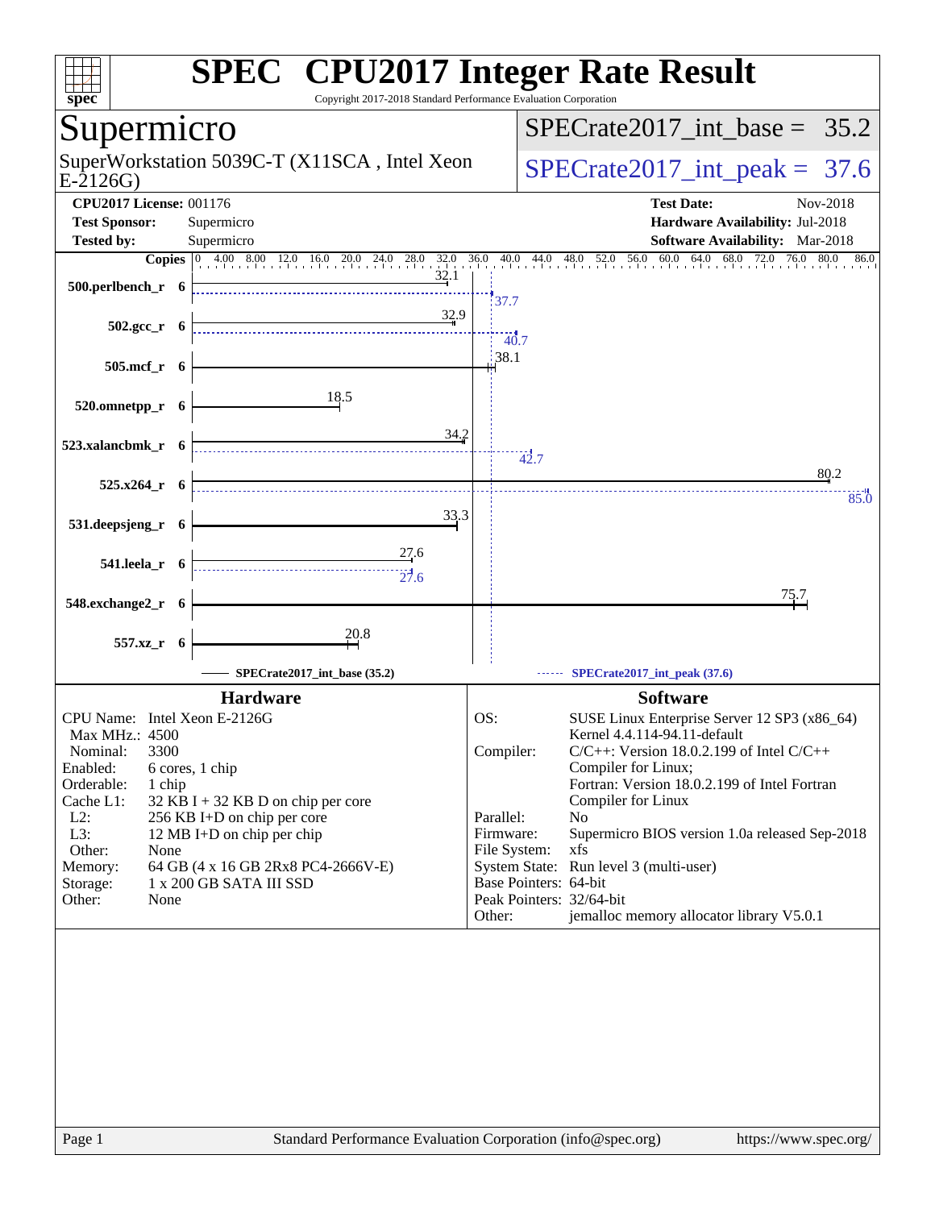# SPEC CPU2017 Integer Rate Result

Copyright 2017-2018 Standard Performance Evaluation Corporation

## Supermicro

SuperWorkstation 5039C-T (X11SCA , Intel Xeon E-2126G)

SPECrate2017_int_base = 35.2

SPECrate2017_int_peak = 37.6

**CPU2017 License:** 001176
**Test Sponsor:** Supermicro
**Tested by:** Supermicro

**Test Date:** Nov-2018
**Hardware Availability:** Jul-2018
**Software Availability:** Mar-2018

| Benchmark | Copies | Base | Peak |
|---|---|---|---|
| 500.perlbench_r | 6 | 32.1 | 37.7 |
| 502.gcc_r | 6 | 32.9 | 40.7 |
| 505.mcf_r | 6 | 38.1 | |
| 520.omnetpp_r | 6 | 18.5 | |
| 523.xalancbmk_r | 6 | 34.2 | 42.7 |
| 525.x264_r | 6 | 80.2 | 85.0 |
| 531.deepsjeng_r | 6 | 33.3 | |
| 541.leela_r | 6 | 27.6 | 27.6 |
| 548.exchange2_r | 6 | 75.7 | |
| 557.xz_r | 6 | 20.8 | |

SPECrate2017_int_base (35.2) — SPECrate2017_int_peak (37.6)

### Hardware

| | |
|---|---|
| CPU Name: | Intel Xeon E-2126G |
| Max MHz.: | 4500 |
| Nominal: | 3300 |
| Enabled: | 6 cores, 1 chip |
| Orderable: | 1 chip |
| Cache L1: | 32 KB I + 32 KB D on chip per core |
| L2: | 256 KB I+D on chip per core |
| L3: | 12 MB I+D on chip per chip |
| Other: | None |
| Memory: | 64 GB (4 x 16 GB 2Rx8 PC4-2666V-E) |
| Storage: | 1 x 200 GB SATA III SSD |
| Other: | None |

### Software

| | |
|---|---|
| OS: | SUSE Linux Enterprise Server 12 SP3 (x86_64) Kernel 4.4.114-94.11-default |
| Compiler: | C/C++: Version 18.0.2.199 of Intel C/C++ Compiler for Linux; Fortran: Version 18.0.2.199 of Intel Fortran Compiler for Linux |
| Parallel: | No |
| Firmware: | Supermicro BIOS version 1.0a released Sep-2018 |
| File System: | xfs |
| System State: | Run level 3 (multi-user) |
| Base Pointers: | 64-bit |
| Peak Pointers: | 32/64-bit |
| Other: | jemalloc memory allocator library V5.0.1 |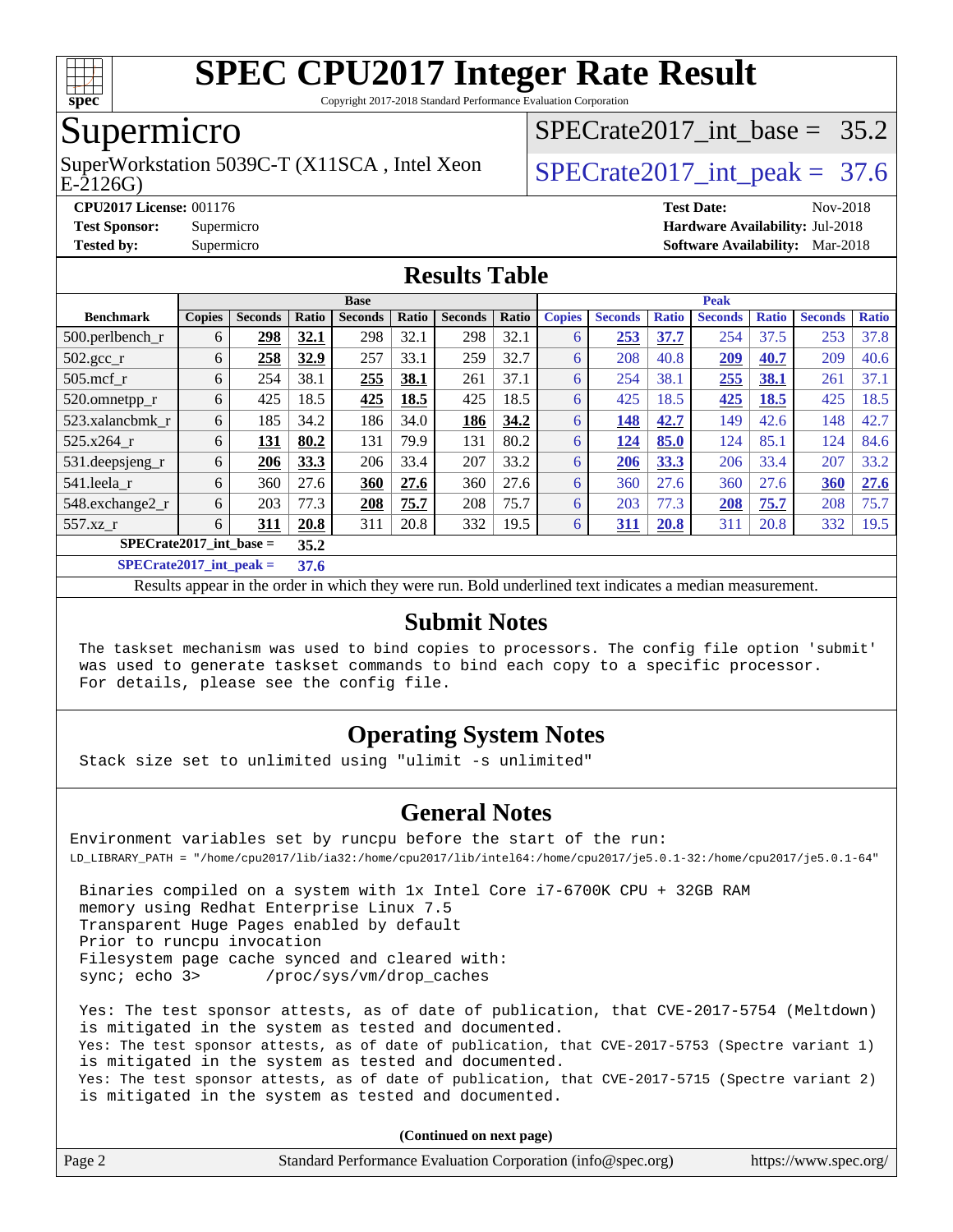# SPEC CPU2017 Integer Rate Result

Copyright 2017-2018 Standard Performance Evaluation Corporation

## Supermicro

SuperWorkstation 5039C-T (X11SCA , Intel Xeon E-2126G)

SPECrate2017_int_base = 35.2

SPECrate2017_int_peak = 37.6

**CPU2017 License:** 001176
**Test Sponsor:** Supermicro
**Tested by:** Supermicro

**Test Date:** Nov-2018
**Hardware Availability:** Jul-2018
**Software Availability:** Mar-2018

## Results Table

| | Base | | | | | | | Peak | | | | | | |
|---|---|---|---|---|---|---|---|---|---|---|---|---|---|---|
| **Benchmark** | **Copies** | **Seconds** | **Ratio** | **Seconds** | **Ratio** | **Seconds** | **Ratio** | **Copies** | **Seconds** | **Ratio** | **Seconds** | **Ratio** | **Seconds** | **Ratio** |
| 500.perlbench_r | 6 | **298** | **32.1** | 298 | 32.1 | 298 | 32.1 | 6 | **253** | **37.7** | 254 | 37.5 | 253 | 37.8 |
| 502.gcc_r | 6 | **258** | **32.9** | 257 | 33.1 | 259 | 32.7 | 6 | 208 | 40.8 | **209** | **40.7** | 209 | 40.6 |
| 505.mcf_r | 6 | 254 | 38.1 | **255** | **38.1** | 261 | 37.1 | 6 | 254 | 38.1 | **255** | **38.1** | 261 | 37.1 |
| 520.omnetpp_r | 6 | 425 | 18.5 | **425** | **18.5** | 425 | 18.5 | 6 | 425 | 18.5 | **425** | **18.5** | 425 | 18.5 |
| 523.xalancbmk_r | 6 | 185 | 34.2 | 186 | 34.0 | **186** | **34.2** | 6 | **148** | **42.7** | 149 | 42.6 | 148 | 42.7 |
| 525.x264_r | 6 | **131** | **80.2** | 131 | 79.9 | 131 | 80.2 | 6 | **124** | **85.0** | 124 | 85.1 | 124 | 84.6 |
| 531.deepsjeng_r | 6 | **206** | **33.3** | 206 | 33.4 | 207 | 33.2 | 6 | **206** | **33.3** | 206 | 33.4 | 207 | 33.2 |
| 541.leela_r | 6 | 360 | 27.6 | **360** | **27.6** | 360 | 27.6 | 6 | 360 | 27.6 | 360 | 27.6 | **360** | **27.6** |
| 548.exchange2_r | 6 | 203 | 77.3 | **208** | **75.7** | 208 | 75.7 | 6 | 203 | 77.3 | **208** | **75.7** | 208 | 75.7 |
| 557.xz_r | 6 | **311** | **20.8** | 311 | 20.8 | 332 | 19.5 | 6 | **311** | **20.8** | 311 | 20.8 | 332 | 19.5 |

**SPECrate2017_int_base = 35.2**

**SPECrate2017_int_peak = 37.6**

Results appear in the order in which they were run. Bold underlined text indicates a median measurement.

## Submit Notes

```
The taskset mechanism was used to bind copies to processors. The config file option 'submit'
was used to generate taskset commands to bind each copy to a specific processor.
For details, please see the config file.
```

## Operating System Notes

```
Stack size set to unlimited using "ulimit -s unlimited"
```

## General Notes

```
Environment variables set by runcpu before the start of the run:
LD_LIBRARY_PATH = "/home/cpu2017/lib/ia32:/home/cpu2017/lib/intel64:/home/cpu2017/je5.0.1-32:/home/cpu2017/je5.0.1-64"

Binaries compiled on a system with 1x Intel Core i7-6700K CPU + 32GB RAM
memory using Redhat Enterprise Linux 7.5
Transparent Huge Pages enabled by default
Prior to runcpu invocation
Filesystem page cache synced and cleared with:
sync; echo 3>       /proc/sys/vm/drop_caches

Yes: The test sponsor attests, as of date of publication, that CVE-2017-5754 (Meltdown)
is mitigated in the system as tested and documented.
Yes: The test sponsor attests, as of date of publication, that CVE-2017-5753 (Spectre variant 1)
is mitigated in the system as tested and documented.
Yes: The test sponsor attests, as of date of publication, that CVE-2017-5715 (Spectre variant 2)
is mitigated in the system as tested and documented.
```

**(Continued on next page)**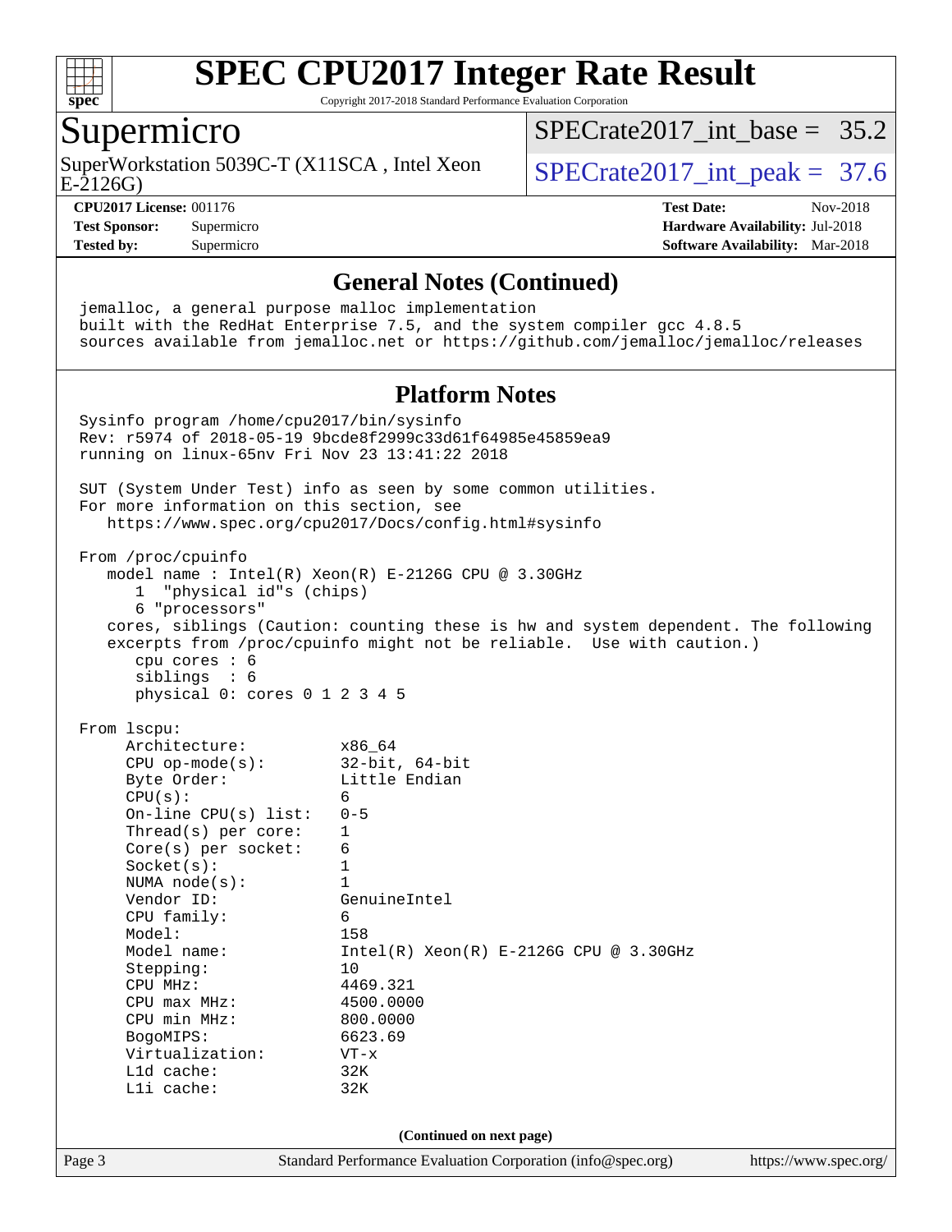# SPEC CPU2017 Integer Rate Result

Copyright 2017-2018 Standard Performance Evaluation Corporation

## Supermicro

SuperWorkstation 5039C-T (X11SCA , Intel Xeon E-2126G)

SPECrate2017_int_base = 35.2

SPECrate2017_int_peak = 37.6

**CPU2017 License:** 001176
**Test Sponsor:** Supermicro
**Tested by:** Supermicro

**Test Date:** Nov-2018
**Hardware Availability:** Jul-2018
**Software Availability:** Mar-2018

### General Notes (Continued)

```
jemalloc, a general purpose malloc implementation
built with the RedHat Enterprise 7.5, and the system compiler gcc 4.8.5
sources available from jemalloc.net or https://github.com/jemalloc/jemalloc/releases
```

### Platform Notes

```
Sysinfo program /home/cpu2017/bin/sysinfo
Rev: r5974 of 2018-05-19 9bcde8f2999c33d61f64985e45859ea9
running on linux-65nv Fri Nov 23 13:41:22 2018

SUT (System Under Test) info as seen by some common utilities.
For more information on this section, see
   https://www.spec.org/cpu2017/Docs/config.html#sysinfo

From /proc/cpuinfo
   model name : Intel(R) Xeon(R) E-2126G CPU @ 3.30GHz
      1  "physical id"s (chips)
      6 "processors"
   cores, siblings (Caution: counting these is hw and system dependent. The following
   excerpts from /proc/cpuinfo might not be reliable.  Use with caution.)
      cpu cores : 6
      siblings  : 6
      physical 0: cores 0 1 2 3 4 5

From lscpu:
     Architecture:          x86_64
     CPU op-mode(s):        32-bit, 64-bit
     Byte Order:            Little Endian
     CPU(s):                6
     On-line CPU(s) list:   0-5
     Thread(s) per core:    1
     Core(s) per socket:    6
     Socket(s):             1
     NUMA node(s):          1
     Vendor ID:             GenuineIntel
     CPU family:            6
     Model:                 158
     Model name:            Intel(R) Xeon(R) E-2126G CPU @ 3.30GHz
     Stepping:              10
     CPU MHz:               4469.321
     CPU max MHz:           4500.0000
     CPU min MHz:           800.0000
     BogoMIPS:              6623.69
     Virtualization:        VT-x
     L1d cache:             32K
     L1i cache:             32K
```

(Continued on next page)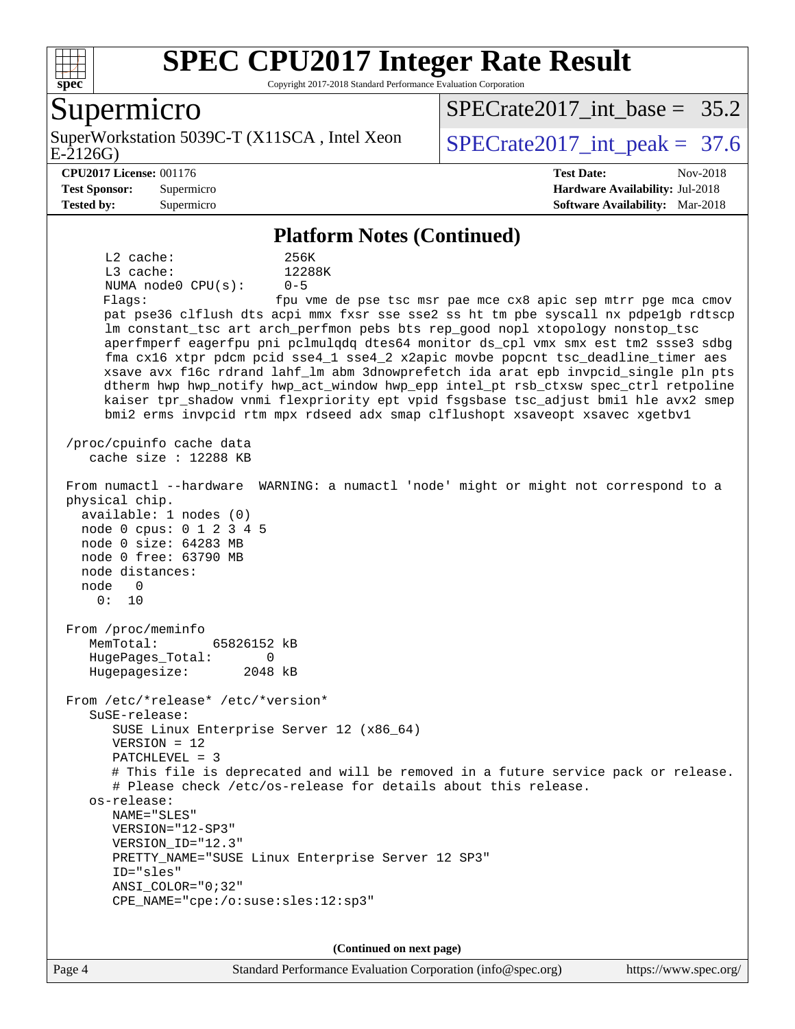## Platform Notes (Continued)

```
      L2 cache:              256K
      L3 cache:              12288K
      NUMA node0 CPU(s):     0-5
      Flags:                 fpu vme de pse tsc msr pae mce cx8 apic sep mtrr pge mca cmov
      pat pse36 clflush dts acpi mmx fxsr sse sse2 ss ht tm pbe syscall nx pdpe1gb rdtscp
      lm constant_tsc art arch_perfmon pebs bts rep_good nopl xtopology nonstop_tsc
      aperfmperf eagerfpu pni pclmulqdq dtes64 monitor ds_cpl vmx smx est tm2 ssse3 sdbg
      fma cx16 xtpr pdcm pcid sse4_1 sse4_2 x2apic movbe popcnt tsc_deadline_timer aes
      xsave avx f16c rdrand lahf_lm abm 3dnowprefetch ida arat epb invpcid_single pln pts
      dtherm hwp hwp_notify hwp_act_window hwp_epp intel_pt rsb_ctxsw spec_ctrl retpoline
      kaiser tpr_shadow vnmi flexpriority ept vpid fsgsbase tsc_adjust bmi1 hle avx2 smep
      bmi2 erms invpcid rtm mpx rdseed adx smap clflushopt xsaveopt xsavec xgetbv1

 /proc/cpuinfo cache data
    cache size : 12288 KB

 From numactl --hardware  WARNING: a numactl 'node' might or might not correspond to a
 physical chip.
   available: 1 nodes (0)
   node 0 cpus: 0 1 2 3 4 5
   node 0 size: 64283 MB
   node 0 free: 63790 MB
   node distances:
   node   0
     0:  10

 From /proc/meminfo
    MemTotal:       65826152 kB
    HugePages_Total:       0
    Hugepagesize:       2048 kB

 From /etc/*release* /etc/*version*
    SuSE-release:
       SUSE Linux Enterprise Server 12 (x86_64)
       VERSION = 12
       PATCHLEVEL = 3
       # This file is deprecated and will be removed in a future service pack or release.
       # Please check /etc/os-release for details about this release.
    os-release:
       NAME="SLES"
       VERSION="12-SP3"
       VERSION_ID="12.3"
       PRETTY_NAME="SUSE Linux Enterprise Server 12 SP3"
       ID="sles"
       ANSI_COLOR="0;32"
       CPE_NAME="cpe:/o:suse:sles:12:sp3"
```

(Continued on next page)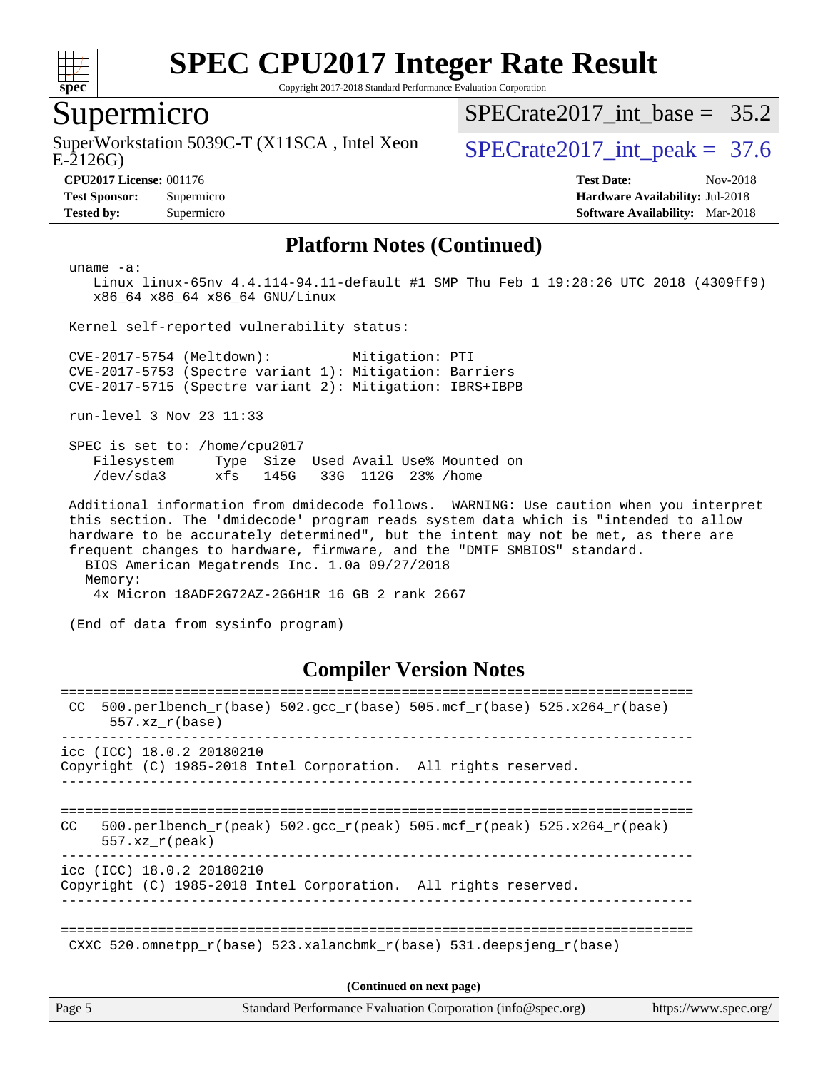## Platform Notes (Continued)

```
uname -a:
   Linux linux-65nv 4.4.114-94.11-default #1 SMP Thu Feb 1 19:28:26 UTC 2018 (4309ff9)
   x86_64 x86_64 x86_64 GNU/Linux

Kernel self-reported vulnerability status:

CVE-2017-5754 (Meltdown):          Mitigation: PTI
CVE-2017-5753 (Spectre variant 1): Mitigation: Barriers
CVE-2017-5715 (Spectre variant 2): Mitigation: IBRS+IBPB

run-level 3 Nov 23 11:33

SPEC is set to: /home/cpu2017
   Filesystem     Type  Size  Used Avail Use% Mounted on
   /dev/sda3      xfs   145G   33G  112G  23% /home

Additional information from dmidecode follows.  WARNING: Use caution when you interpret
this section. The 'dmidecode' program reads system data which is "intended to allow
hardware to be accurately determined", but the intent may not be met, as there are
frequent changes to hardware, firmware, and the "DMTF SMBIOS" standard.
  BIOS American Megatrends Inc. 1.0a 09/27/2018
  Memory:
   4x Micron 18ADF2G72AZ-2G6H1R 16 GB 2 rank 2667

(End of data from sysinfo program)
```

## Compiler Version Notes

```
==============================================================================
 CC  500.perlbench_r(base) 502.gcc_r(base) 505.mcf_r(base) 525.x264_r(base)
      557.xz_r(base)
------------------------------------------------------------------------------
icc (ICC) 18.0.2 20180210
Copyright (C) 1985-2018 Intel Corporation.  All rights reserved.
------------------------------------------------------------------------------

==============================================================================
CC   500.perlbench_r(peak) 502.gcc_r(peak) 505.mcf_r(peak) 525.x264_r(peak)
     557.xz_r(peak)
------------------------------------------------------------------------------
icc (ICC) 18.0.2 20180210
Copyright (C) 1985-2018 Intel Corporation.  All rights reserved.
------------------------------------------------------------------------------

==============================================================================
 CXXC 520.omnetpp_r(base) 523.xalancbmk_r(base) 531.deepsjeng_r(base)
```

(Continued on next page)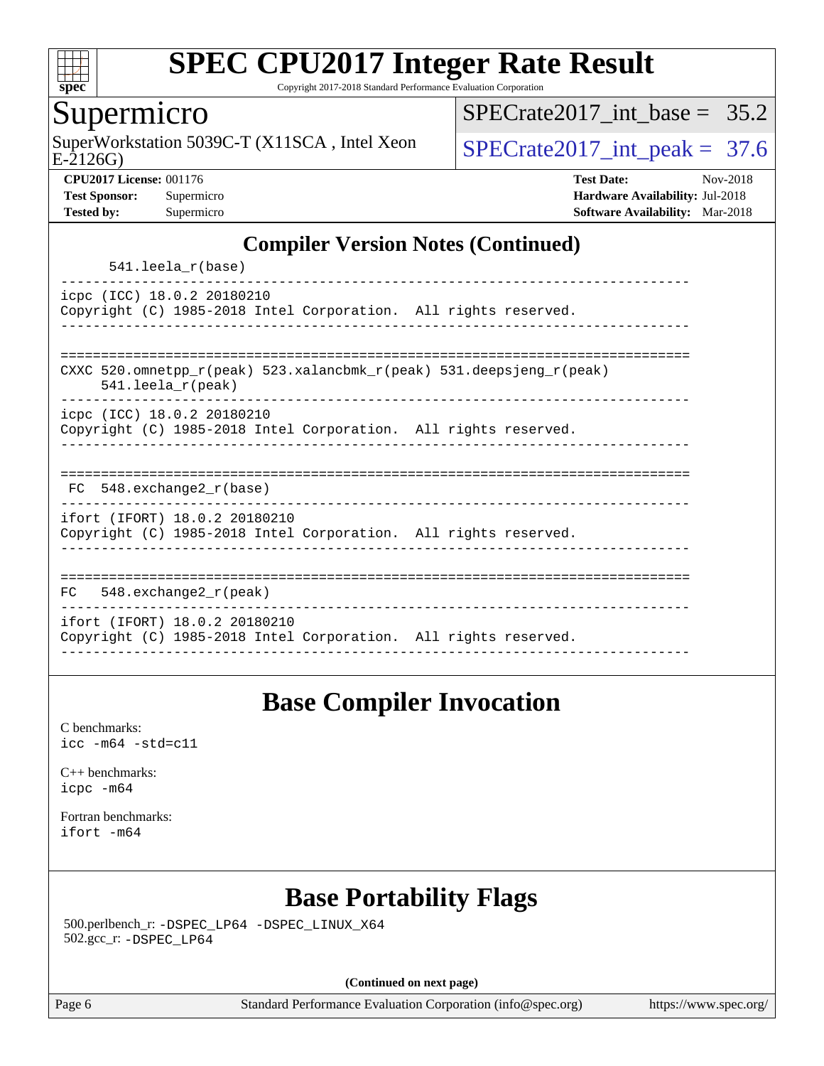## Compiler Version Notes (Continued)

```
      541.leela_r(base)
------------------------------------------------------------------------------
icpc (ICC) 18.0.2 20180210
Copyright (C) 1985-2018 Intel Corporation.  All rights reserved.
------------------------------------------------------------------------------

==============================================================================
CXXC 520.omnetpp_r(peak) 523.xalancbmk_r(peak) 531.deepsjeng_r(peak)
     541.leela_r(peak)
------------------------------------------------------------------------------
icpc (ICC) 18.0.2 20180210
Copyright (C) 1985-2018 Intel Corporation.  All rights reserved.
------------------------------------------------------------------------------

==============================================================================
 FC  548.exchange2_r(base)
------------------------------------------------------------------------------
ifort (IFORT) 18.0.2 20180210
Copyright (C) 1985-2018 Intel Corporation.  All rights reserved.
------------------------------------------------------------------------------

==============================================================================
FC   548.exchange2_r(peak)
------------------------------------------------------------------------------
ifort (IFORT) 18.0.2 20180210
Copyright (C) 1985-2018 Intel Corporation.  All rights reserved.
------------------------------------------------------------------------------
```

## Base Compiler Invocation

C benchmarks:
`icc -m64 -std=c11`

C++ benchmarks:
`icpc -m64`

Fortran benchmarks:
`ifort -m64`

## Base Portability Flags

500.perlbench_r: `-DSPEC_LP64 -DSPEC_LINUX_X64`
502.gcc_r: `-DSPEC_LP64`

**(Continued on next page)**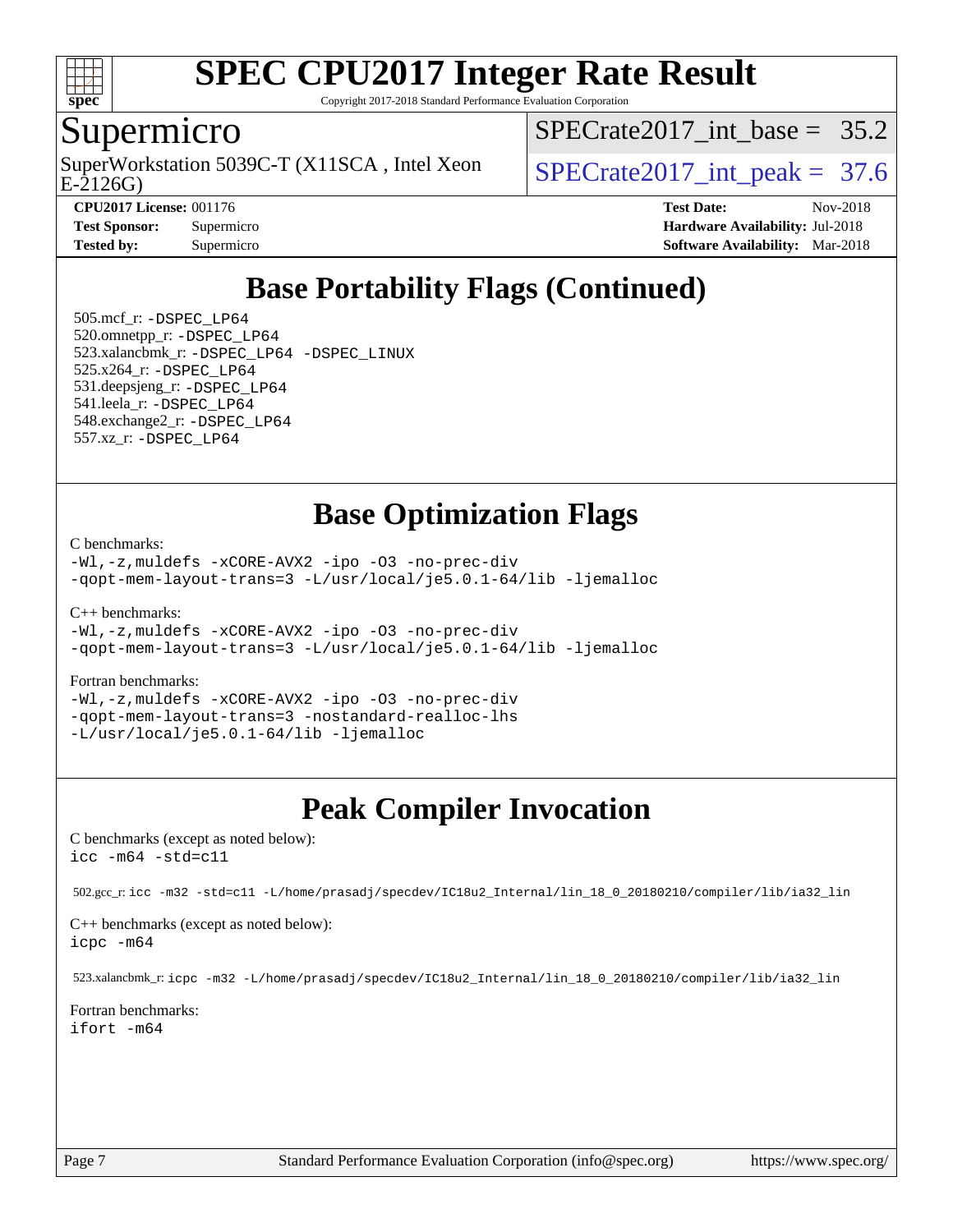## Base Portability Flags (Continued)

505.mcf_r: -DSPEC_LP64
520.omnetpp_r: -DSPEC_LP64
523.xalancbmk_r: -DSPEC_LP64 -DSPEC_LINUX
525.x264_r: -DSPEC_LP64
531.deepsjeng_r: -DSPEC_LP64
541.leela_r: -DSPEC_LP64
548.exchange2_r: -DSPEC_LP64
557.xz_r: -DSPEC_LP64

## Base Optimization Flags

C benchmarks:
-Wl,-z,muldefs -xCORE-AVX2 -ipo -O3 -no-prec-div
-qopt-mem-layout-trans=3 -L/usr/local/je5.0.1-64/lib -ljemalloc

C++ benchmarks:
-Wl,-z,muldefs -xCORE-AVX2 -ipo -O3 -no-prec-div
-qopt-mem-layout-trans=3 -L/usr/local/je5.0.1-64/lib -ljemalloc

Fortran benchmarks:
-Wl,-z,muldefs -xCORE-AVX2 -ipo -O3 -no-prec-div
-qopt-mem-layout-trans=3 -nostandard-realloc-lhs
-L/usr/local/je5.0.1-64/lib -ljemalloc

## Peak Compiler Invocation

C benchmarks (except as noted below):
icc -m64 -std=c11

502.gcc_r: icc -m32 -std=c11 -L/home/prasadj/specdev/IC18u2_Internal/lin_18_0_20180210/compiler/lib/ia32_lin

C++ benchmarks (except as noted below):
icpc -m64

523.xalancbmk_r: icpc -m32 -L/home/prasadj/specdev/IC18u2_Internal/lin_18_0_20180210/compiler/lib/ia32_lin

Fortran benchmarks:
ifort -m64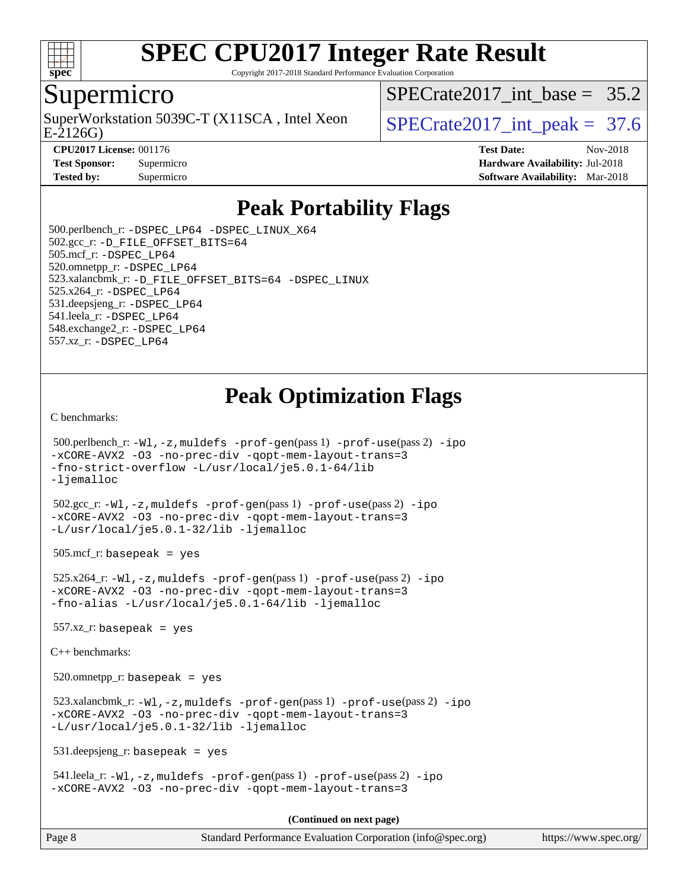# SPEC CPU2017 Integer Rate Result

Copyright 2017-2018 Standard Performance Evaluation Corporation

## Supermicro

SuperWorkstation 5039C-T (X11SCA , Intel Xeon E-2126G)

SPECrate2017_int_base = 35.2

SPECrate2017_int_peak = 37.6

| | | | |
|---|---|---|---|
| **CPU2017 License:** | 001176 | **Test Date:** | Nov-2018 |
| **Test Sponsor:** | Supermicro | **Hardware Availability:** | Jul-2018 |
| **Tested by:** | Supermicro | **Software Availability:** | Mar-2018 |

## Peak Portability Flags

500.perlbench_r: `-DSPEC_LP64 -DSPEC_LINUX_X64`
502.gcc_r: `-D_FILE_OFFSET_BITS=64`
505.mcf_r: `-DSPEC_LP64`
520.omnetpp_r: `-DSPEC_LP64`
523.xalancbmk_r: `-D_FILE_OFFSET_BITS=64 -DSPEC_LINUX`
525.x264_r: `-DSPEC_LP64`
531.deepsjeng_r: `-DSPEC_LP64`
541.leela_r: `-DSPEC_LP64`
548.exchange2_r: `-DSPEC_LP64`
557.xz_r: `-DSPEC_LP64`

## Peak Optimization Flags

C benchmarks:

500.perlbench_r: `-Wl,-z,muldefs -prof-gen`(pass 1) `-prof-use`(pass 2) `-ipo -xCORE-AVX2 -O3 -no-prec-div -qopt-mem-layout-trans=3 -fno-strict-overflow -L/usr/local/je5.0.1-64/lib -ljemalloc`

502.gcc_r: `-Wl,-z,muldefs -prof-gen`(pass 1) `-prof-use`(pass 2) `-ipo -xCORE-AVX2 -O3 -no-prec-div -qopt-mem-layout-trans=3 -L/usr/local/je5.0.1-32/lib -ljemalloc`

505.mcf_r: `basepeak = yes`

525.x264_r: `-Wl,-z,muldefs -prof-gen`(pass 1) `-prof-use`(pass 2) `-ipo -xCORE-AVX2 -O3 -no-prec-div -qopt-mem-layout-trans=3 -fno-alias -L/usr/local/je5.0.1-64/lib -ljemalloc`

557.xz_r: `basepeak = yes`

C++ benchmarks:

520.omnetpp_r: `basepeak = yes`

523.xalancbmk_r: `-Wl,-z,muldefs -prof-gen`(pass 1) `-prof-use`(pass 2) `-ipo -xCORE-AVX2 -O3 -no-prec-div -qopt-mem-layout-trans=3 -L/usr/local/je5.0.1-32/lib -ljemalloc`

531.deepsjeng_r: `basepeak = yes`

541.leela_r: `-Wl,-z,muldefs -prof-gen`(pass 1) `-prof-use`(pass 2) `-ipo -xCORE-AVX2 -O3 -no-prec-div -qopt-mem-layout-trans=3`

**(Continued on next page)**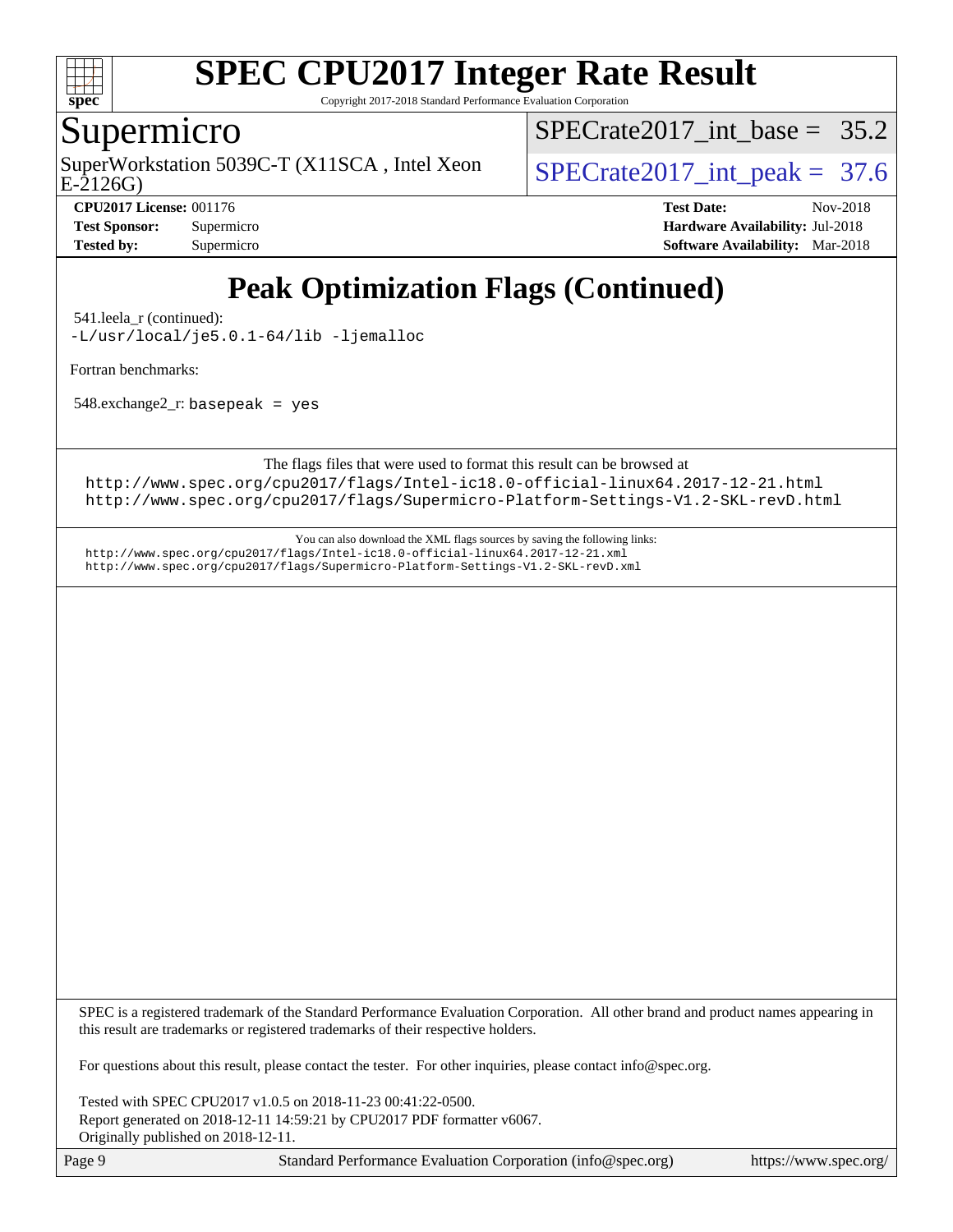# Peak Optimization Flags (Continued)

541.leela_r (continued):
-L/usr/local/je5.0.1-64/lib -ljemalloc

Fortran benchmarks:

548.exchange2_r: basepeak = yes

The flags files that were used to format this result can be browsed at
http://www.spec.org/cpu2017/flags/Intel-ic18.0-official-linux64.2017-12-21.html
http://www.spec.org/cpu2017/flags/Supermicro-Platform-Settings-V1.2-SKL-revD.html

You can also download the XML flags sources by saving the following links:
http://www.spec.org/cpu2017/flags/Intel-ic18.0-official-linux64.2017-12-21.xml
http://www.spec.org/cpu2017/flags/Supermicro-Platform-Settings-V1.2-SKL-revD.xml

SPEC is a registered trademark of the Standard Performance Evaluation Corporation. All other brand and product names appearing in this result are trademarks or registered trademarks of their respective holders.

For questions about this result, please contact the tester. For other inquiries, please contact info@spec.org.

Tested with SPEC CPU2017 v1.0.5 on 2018-11-23 00:41:22-0500.
Report generated on 2018-12-11 14:59:21 by CPU2017 PDF formatter v6067.
Originally published on 2018-12-11.